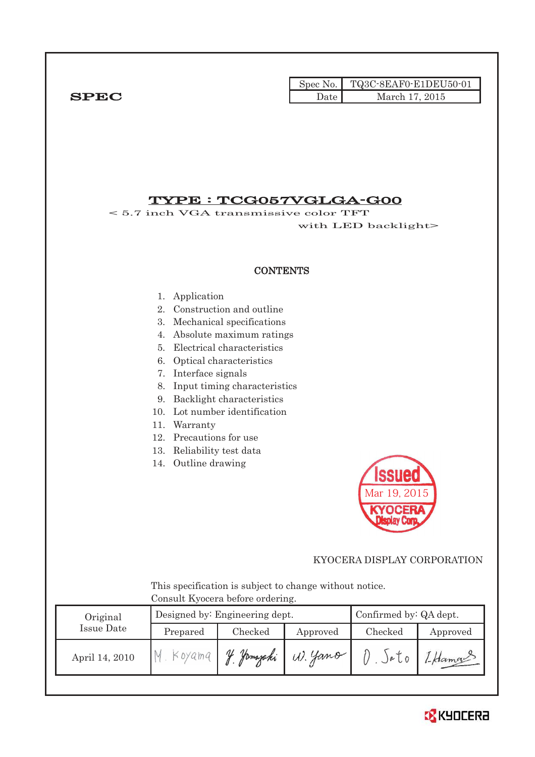**SPEC**

| Spec No. | TQ3C-8EAF0-E1DEU50-01 |
|---|---|
| Date | March 17, 2015 |

# TYPE : TCG057VGLGA-G00

< 5.7 inch VGA transmissive color TFT with LED backlight>

## CONTENTS

1. Application
2. Construction and outline
3. Mechanical specifications
4. Absolute maximum ratings
5. Electrical characteristics
6. Optical characteristics
7. Interface signals
8. Input timing characteristics
9. Backlight characteristics
10. Lot number identification
11. Warranty
12. Precautions for use
13. Reliability test data
14. Outline drawing

Issued
Mar 19, 2015
KYOCERA Display Corp.

KYOCERA DISPLAY CORPORATION

This specification is subject to change without notice.
Consult Kyocera before ordering.

| Original Issue Date | Designed by: Engineering dept. | | | Confirmed by: QA dept. | |
|---|---|---|---|---|---|
| | Prepared | Checked | Approved | Checked | Approved |
| April 14, 2010 | M. Koyama | Y. Yamazaki | W. Yano | O. Sato | I. Hamada |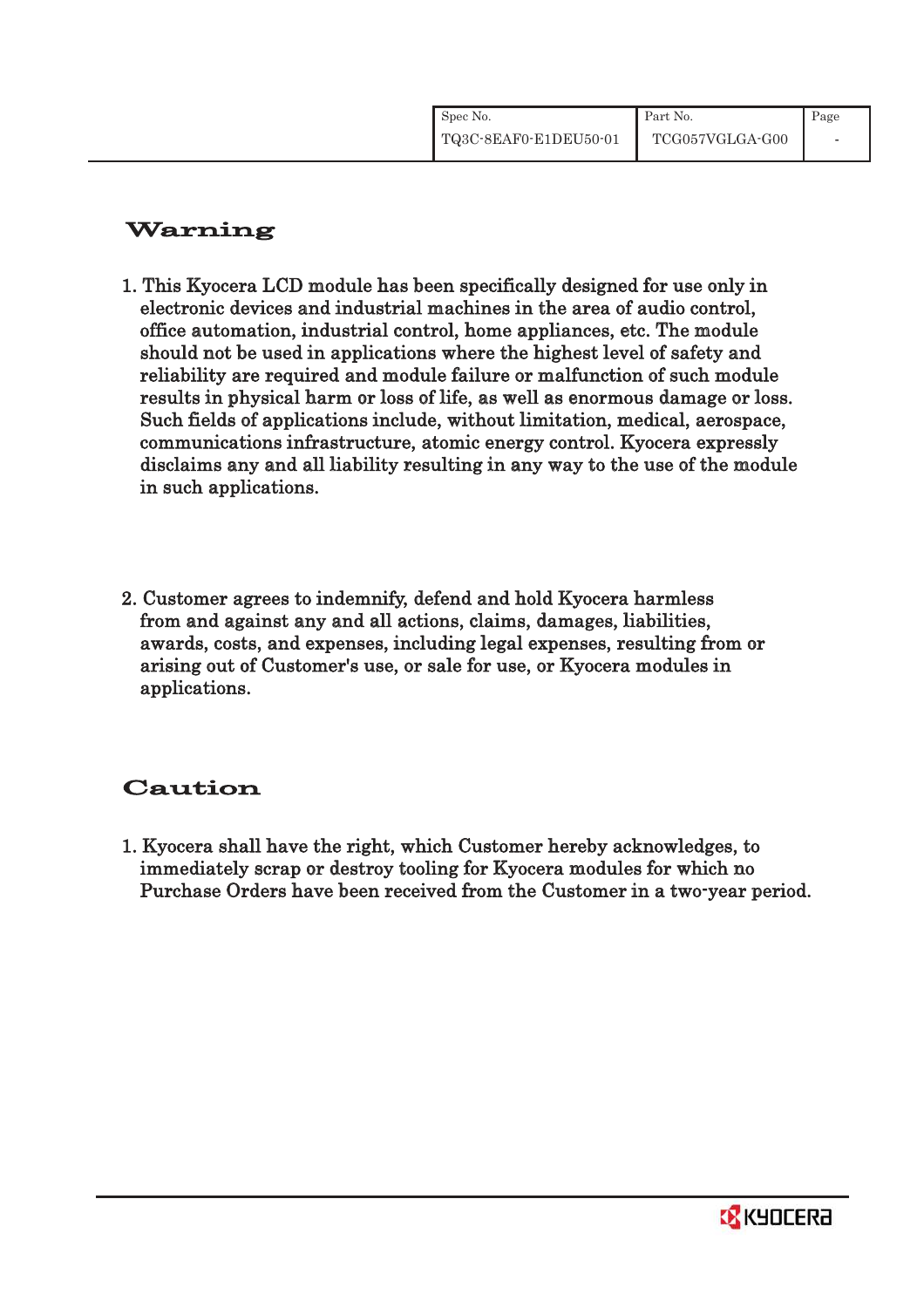# Warning

1. This Kyocera LCD module has been specifically designed for use only in electronic devices and industrial machines in the area of audio control, office automation, industrial control, home appliances, etc. The module should not be used in applications where the highest level of safety and reliability are required and module failure or malfunction of such module results in physical harm or loss of life, as well as enormous damage or loss. Such fields of applications include, without limitation, medical, aerospace, communications infrastructure, atomic energy control. Kyocera expressly disclaims any and all liability resulting in any way to the use of the module in such applications.

2. Customer agrees to indemnify, defend and hold Kyocera harmless from and against any and all actions, claims, damages, liabilities, awards, costs, and expenses, including legal expenses, resulting from or arising out of Customer's use, or sale for use, or Kyocera modules in applications.

# Caution

1. Kyocera shall have the right, which Customer hereby acknowledges, to immediately scrap or destroy tooling for Kyocera modules for which no Purchase Orders have been received from the Customer in a two-year period.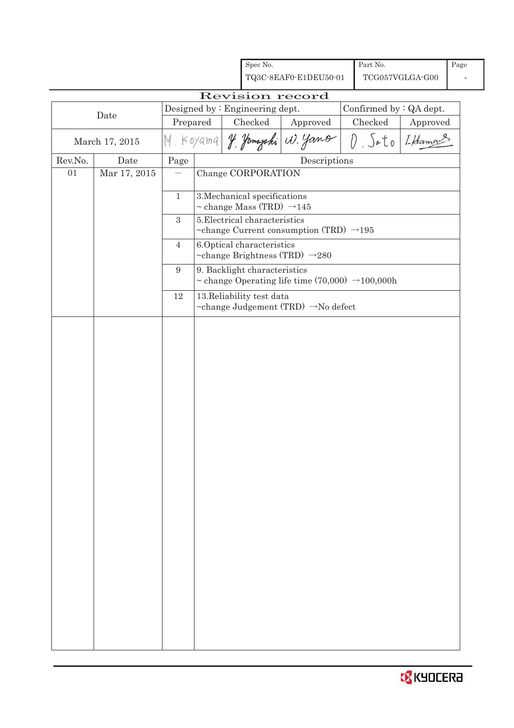| Spec No. | Part No. | Page |
|---|---|---|
| TQ3C-8EAF0-E1DEU50-01 | TCG057VGLGA-G00 | - |

# Revision record

| Date | Designed by : Engineering dept. | | | Confirmed by : QA dept. | |
|---|---|---|---|---|---|
| | Prepared | Checked | Approved | Checked | Approved |
| March 17, 2015 | M. Koyama | Y. Yamazaki | W. Yano | O. Sato | I. Hamano |

| Rev.No. | Date | Page | Descriptions |
|---|---|---|---|
| 01 | Mar 17, 2015 | — | Change CORPORATION |
| | | 1 | 3.Mechanical specifications<br>~ change Mass (TRD) →145 |
| | | 3 | 5.Electrical characteristics<br>~change Current consumption (TRD) →195 |
| | | 4 | 6.Optical characteristics<br>~change Brightness (TRD) →280 |
| | | 9 | 9. Backlight characteristics<br>~ change Operating life time (70,000) →100,000h |
| | | 12 | 13.Reliability test data<br>~change Judgement (TRD) →No defect |

KYOCERA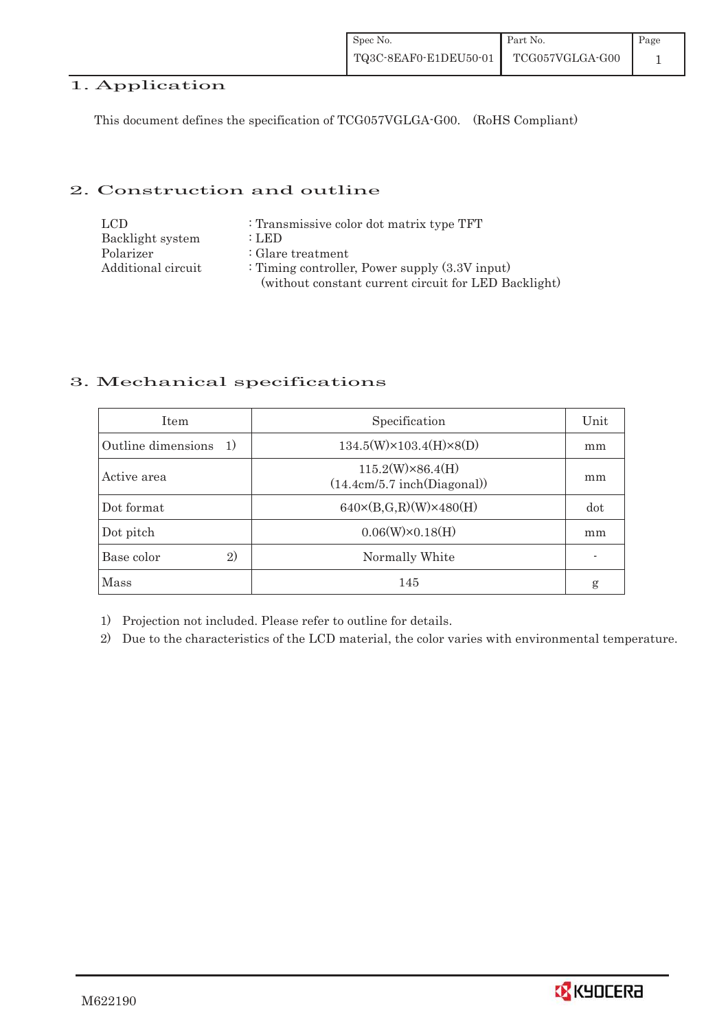## 1. Application

This document defines the specification of TCG057VGLGA-G00. (RoHS Compliant)

## 2. Construction and outline

| | |
|---|---|
| LCD | : Transmissive color dot matrix type TFT |
| Backlight system | : LED |
| Polarizer | : Glare treatment |
| Additional circuit | : Timing controller, Power supply (3.3V input) (without constant current circuit for LED Backlight) |

## 3. Mechanical specifications

| Item | Specification | Unit |
|---|---|---|
| Outline dimensions 1) | 134.5(W)×103.4(H)×8(D) | mm |
| Active area | 115.2(W)×86.4(H) (14.4cm/5.7 inch(Diagonal)) | mm |
| Dot format | 640×(B,G,R)(W)×480(H) | dot |
| Dot pitch | 0.06(W)×0.18(H) | mm |
| Base color 2) | Normally White | - |
| Mass | 145 | g |

1) Projection not included. Please refer to outline for details.

2) Due to the characteristics of the LCD material, the color varies with environmental temperature.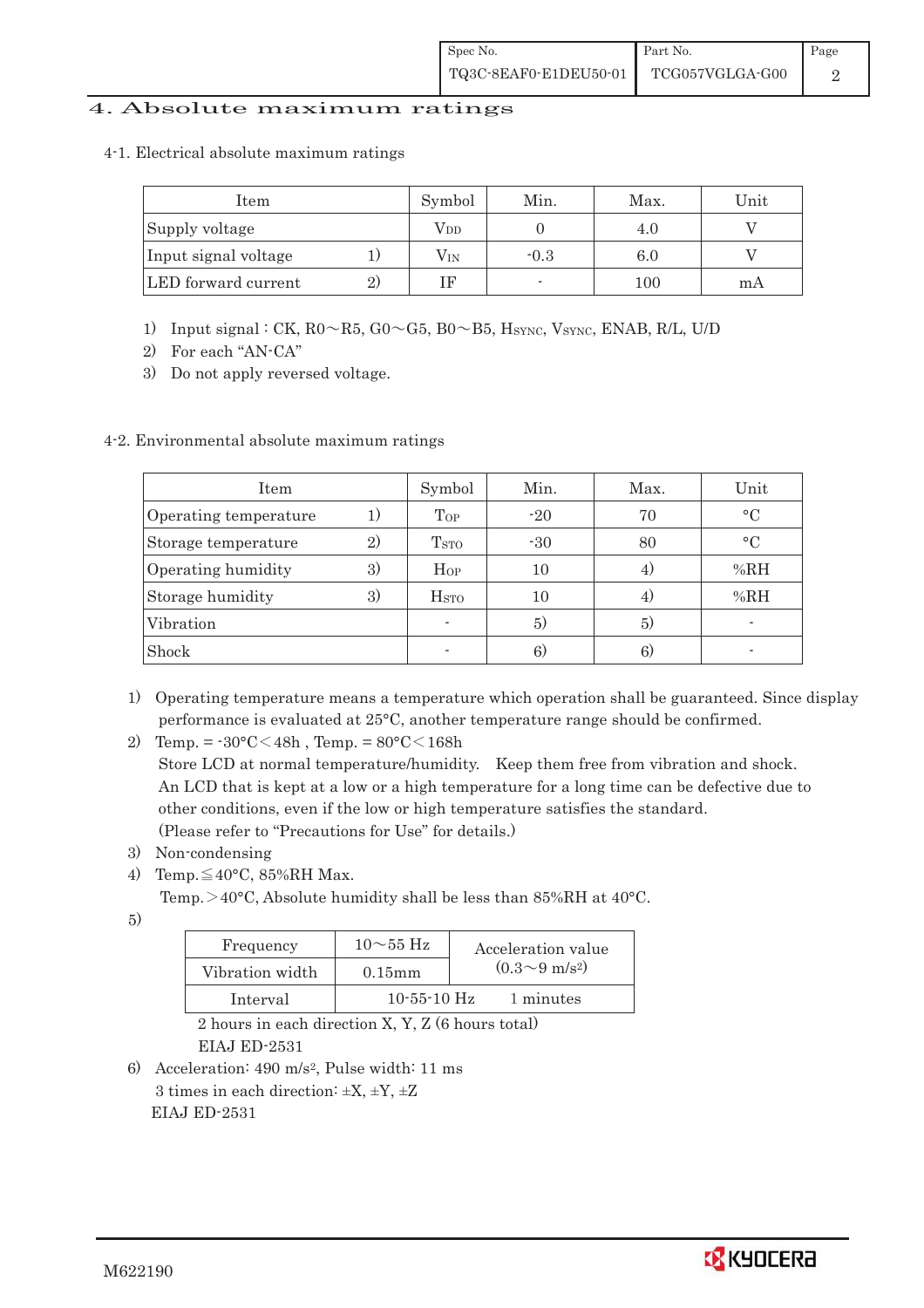# 4. Absolute maximum ratings

## 4-1. Electrical absolute maximum ratings

| Item | | Symbol | Min. | Max. | Unit |
|---|---|---|---|---|---|
| Supply voltage | | $V_{DD}$ | 0 | 4.0 | V |
| Input signal voltage | 1) | $V_{IN}$ | -0.3 | 6.0 | V |
| LED forward current | 2) | IF | - | 100 | mA |

1) Input signal : CK, R0～R5, G0～G5, B0～B5, $H_{SYNC}$, $V_{SYNC}$, ENAB, R/L, U/D
2) For each "AN-CA"
3) Do not apply reversed voltage.

## 4-2. Environmental absolute maximum ratings

| Item | | Symbol | Min. | Max. | Unit |
|---|---|---|---|---|---|
| Operating temperature | 1) | $T_{OP}$ | -20 | 70 | °C |
| Storage temperature | 2) | $T_{STO}$ | -30 | 80 | °C |
| Operating humidity | 3) | $H_{OP}$ | 10 | 4) | %RH |
| Storage humidity | 3) | $H_{STO}$ | 10 | 4) | %RH |
| Vibration | | - | 5) | 5) | - |
| Shock | | - | 6) | 6) | - |

1) Operating temperature means a temperature which operation shall be guaranteed. Since display performance is evaluated at 25°C, another temperature range should be confirmed.
2) Temp. = -30°C＜48h , Temp. = 80°C＜168h
   Store LCD at normal temperature/humidity. Keep them free from vibration and shock.
   An LCD that is kept at a low or a high temperature for a long time can be defective due to other conditions, even if the low or high temperature satisfies the standard.
   (Please refer to "Precautions for Use" for details.)
3) Non-condensing
4) Temp.≦40°C, 85%RH Max.
   Temp.＞40°C, Absolute humidity shall be less than 85%RH at 40°C.
5)

| Frequency | 10～55 Hz | Acceleration value $(0.3\sim9\ m/s^2)$ |
|---|---|---|
| Vibration width | 0.15mm | |
| Interval | 10-55-10 Hz | 1 minutes |

   2 hours in each direction X, Y, Z (6 hours total)
   EIAJ ED-2531
6) Acceleration: 490 $m/s^2$, Pulse width: 11 ms
   3 times in each direction: ±X, ±Y, ±Z
   EIAJ ED-2531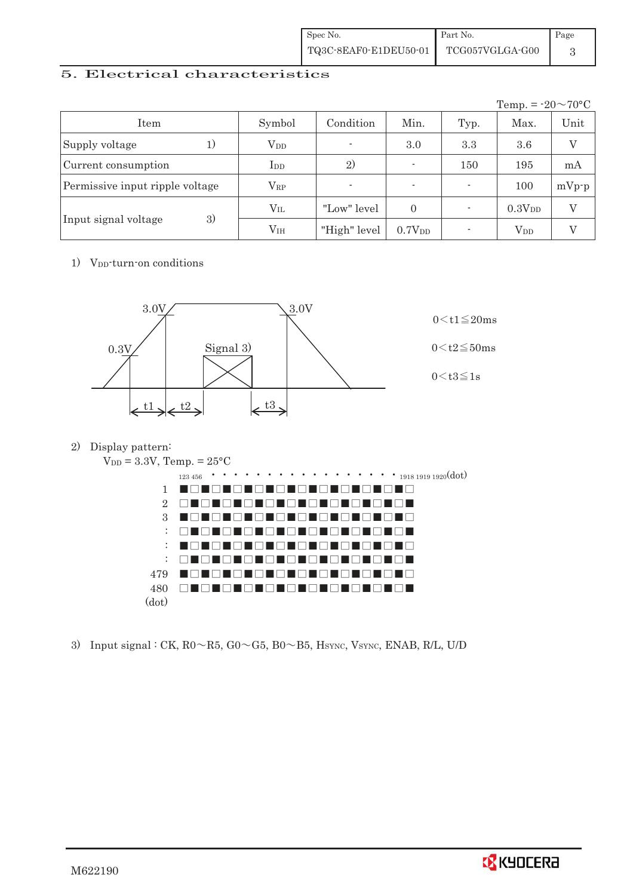## 5. Electrical characteristics

Temp. = -20～70°C

| Item | | Symbol | Condition | Min. | Typ. | Max. | Unit |
|---|---|---|---|---|---|---|---|
| Supply voltage | 1) | $V_{DD}$ | - | 3.0 | 3.3 | 3.6 | V |
| Current consumption | | $I_{DD}$ | 2) | - | 150 | 195 | mA |
| Permissive input ripple voltage | | $V_{RP}$ | - | - | - | 100 | mVp-p |
| Input signal voltage | 3) | $V_{IL}$ | "Low" level | 0 | - | $0.3V_{DD}$ | V |
| | | $V_{IH}$ | "High" level | $0.7V_{DD}$ | - | $V_{DD}$ | V |

1) $V_{DD}$-turn-on conditions

3.0V　3.0V　0.3V　Signal 3)　t1　t2　t3

$0 < t1 \leqq 20ms$

$0 < t2 \leqq 50ms$

$0 < t3 \leqq 1s$

2) Display pattern:

$V_{DD}$ = 3.3V, Temp. = 25°C

123 456 ・・・・・・・・・・・・・・・・・ 1918 1919 1920(dot)

1 ■□■□■□■□■□■□■□■□■□■□■□
2 □■□■□■□■□■□■□■□■□■□■□■
3 ■□■□■□■□■□■□■□■□■□■□■□
: □■□■□■□■□■□■□■□■□■□■□■
: ■□■□■□■□■□■□■□■□■□■□■□
: □■□■□■□■□■□■□■□■□■□■□■
479 ■□■□■□■□■□■□■□■□■□■□■□
480 □■□■□■□■□■□■□■□■□■□■□■
(dot)

3) Input signal : CK, R0～R5, G0～G5, B0～B5, $H_{SYNC}$, $V_{SYNC}$, ENAB, R/L, U/D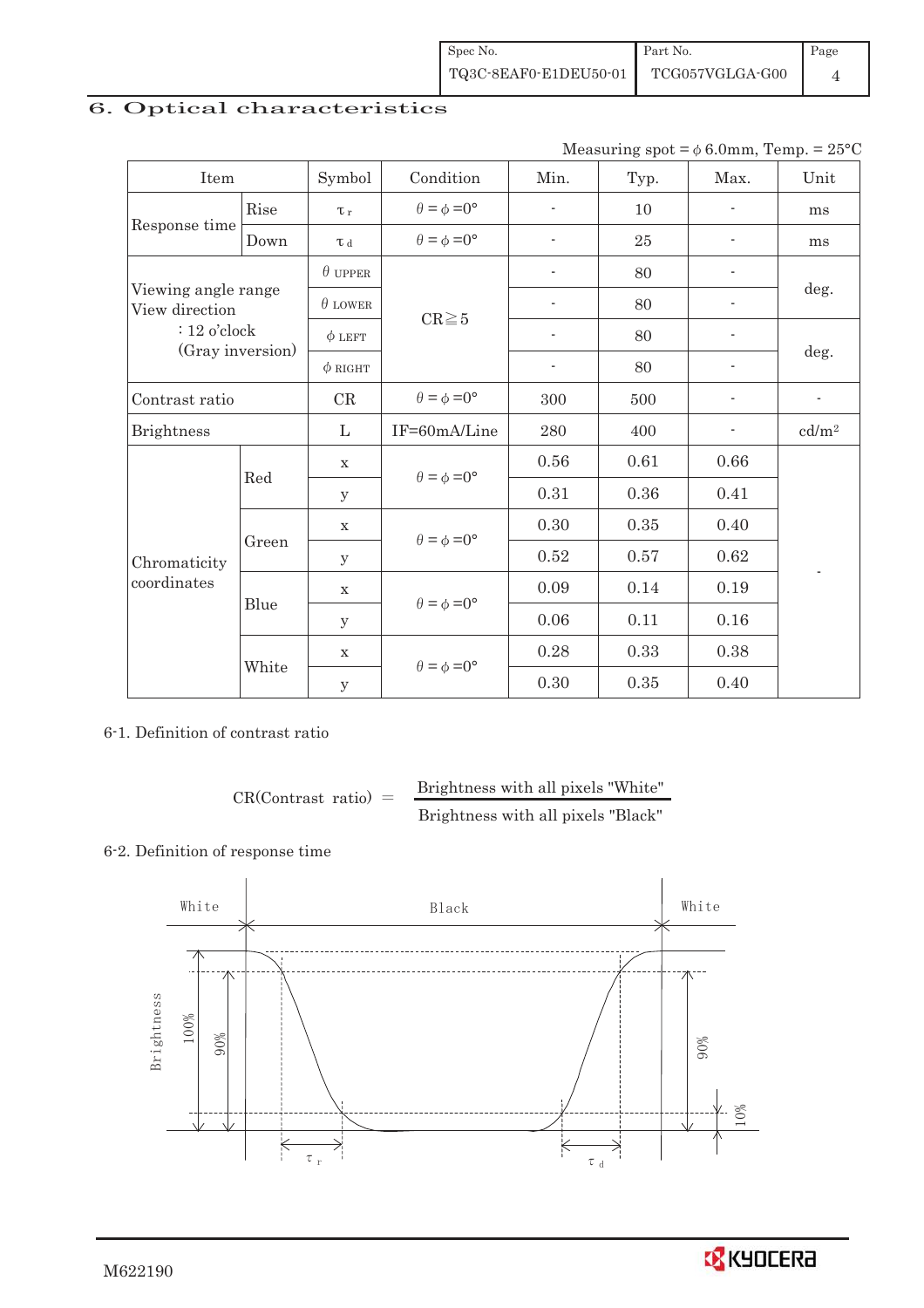# 6. Optical characteristics

Measuring spot = φ 6.0mm, Temp. = 25°C

| Item | | Symbol | Condition | Min. | Typ. | Max. | Unit |
|---|---|---|---|---|---|---|---|
| Response time | Rise | $\tau_r$ | $\theta = \phi = 0°$ | - | 10 | - | ms |
| | Down | $\tau_d$ | $\theta = \phi = 0°$ | - | 25 | - | ms |
| Viewing angle range View direction : 12 o'clock (Gray inversion) | | $\theta$ UPPER | CR≧5 | - | 80 | - | deg. |
| | | $\theta$ LOWER | | - | 80 | - | |
| | | $\phi$ LEFT | | - | 80 | - | deg. |
| | | $\phi$ RIGHT | | - | 80 | - | |
| Contrast ratio | | CR | $\theta = \phi = 0°$ | 300 | 500 | - | - |
| Brightness | | L | IF=60mA/Line | 280 | 400 | - | cd/m² |
| Chromaticity coordinates | Red | x | $\theta = \phi = 0°$ | 0.56 | 0.61 | 0.66 | - |
| | | y | | 0.31 | 0.36 | 0.41 | |
| | Green | x | $\theta = \phi = 0°$ | 0.30 | 0.35 | 0.40 | |
| | | y | | 0.52 | 0.57 | 0.62 | |
| | Blue | x | $\theta = \phi = 0°$ | 0.09 | 0.14 | 0.19 | |
| | | y | | 0.06 | 0.11 | 0.16 | |
| | White | x | $\theta = \phi = 0°$ | 0.28 | 0.33 | 0.38 | |
| | | y | | 0.30 | 0.35 | 0.40 | |

6-1. Definition of contrast ratio

$$\text{CR(Contrast ratio)} = \frac{\text{Brightness with all pixels "White"}}{\text{Brightness with all pixels "Black"}}$$

6-2. Definition of response time

White　Black　White

Brightness　100%　90%　10%

$\tau_r$　$\tau_d$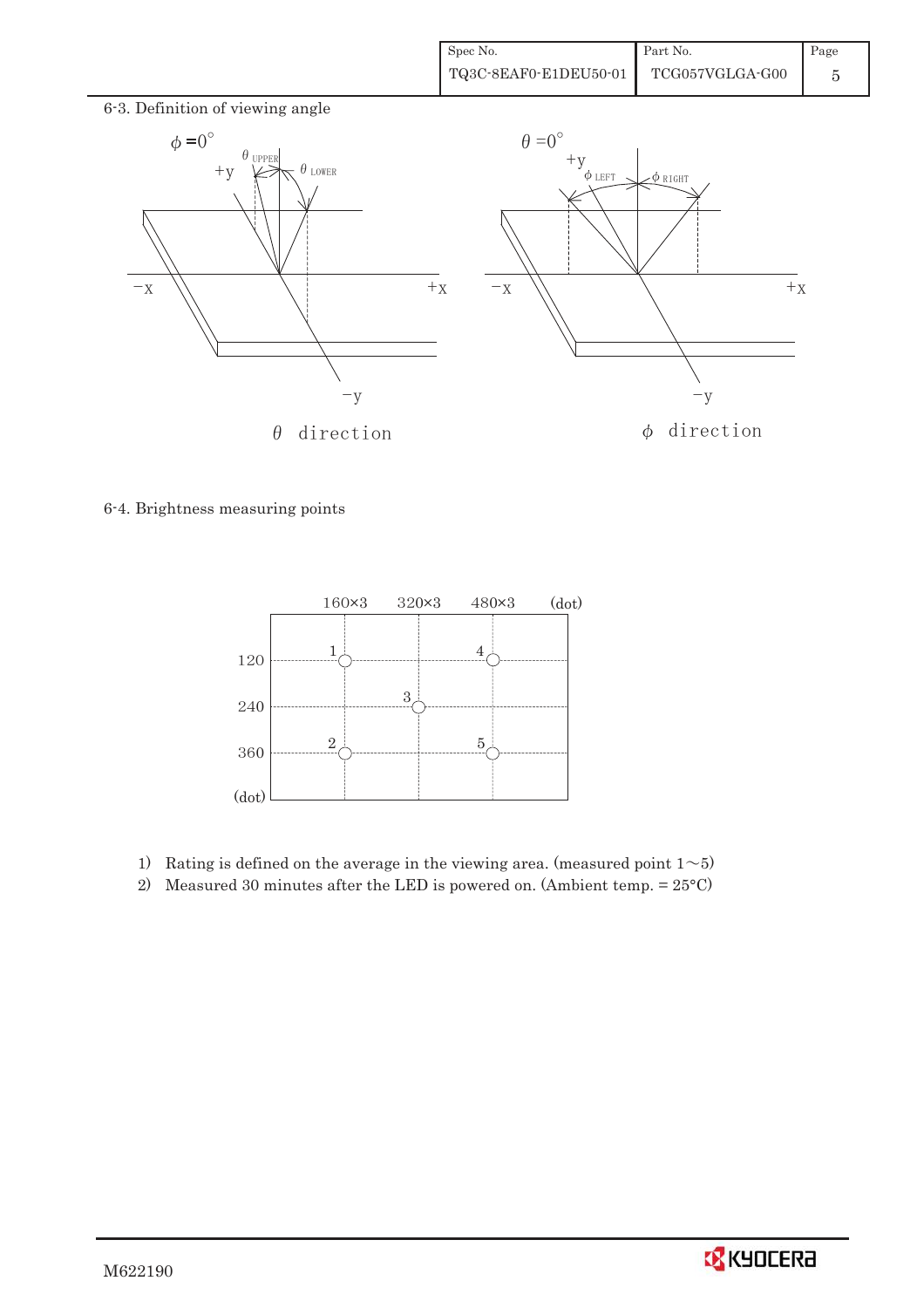6-3. Definition of viewing angle

$\phi = 0°$ — $\theta_{UPPER}$, $\theta_{LOWER}$, +y, −y, −x, +x

$\theta$ direction

$\theta = 0°$ — $\phi_{LEFT}$, $\phi_{RIGHT}$, +y, −y, −x, +x

$\phi$ direction

6-4. Brightness measuring points

| (dot) | 160×3 | 320×3 | 480×3 |
|---|---|---|---|
| 120 | 1 | | 4 |
| 240 | | 3 | |
| 360 | 2 | | 5 |

1) Rating is defined on the average in the viewing area. (measured point 1～5)
2) Measured 30 minutes after the LED is powered on. (Ambient temp. = 25°C)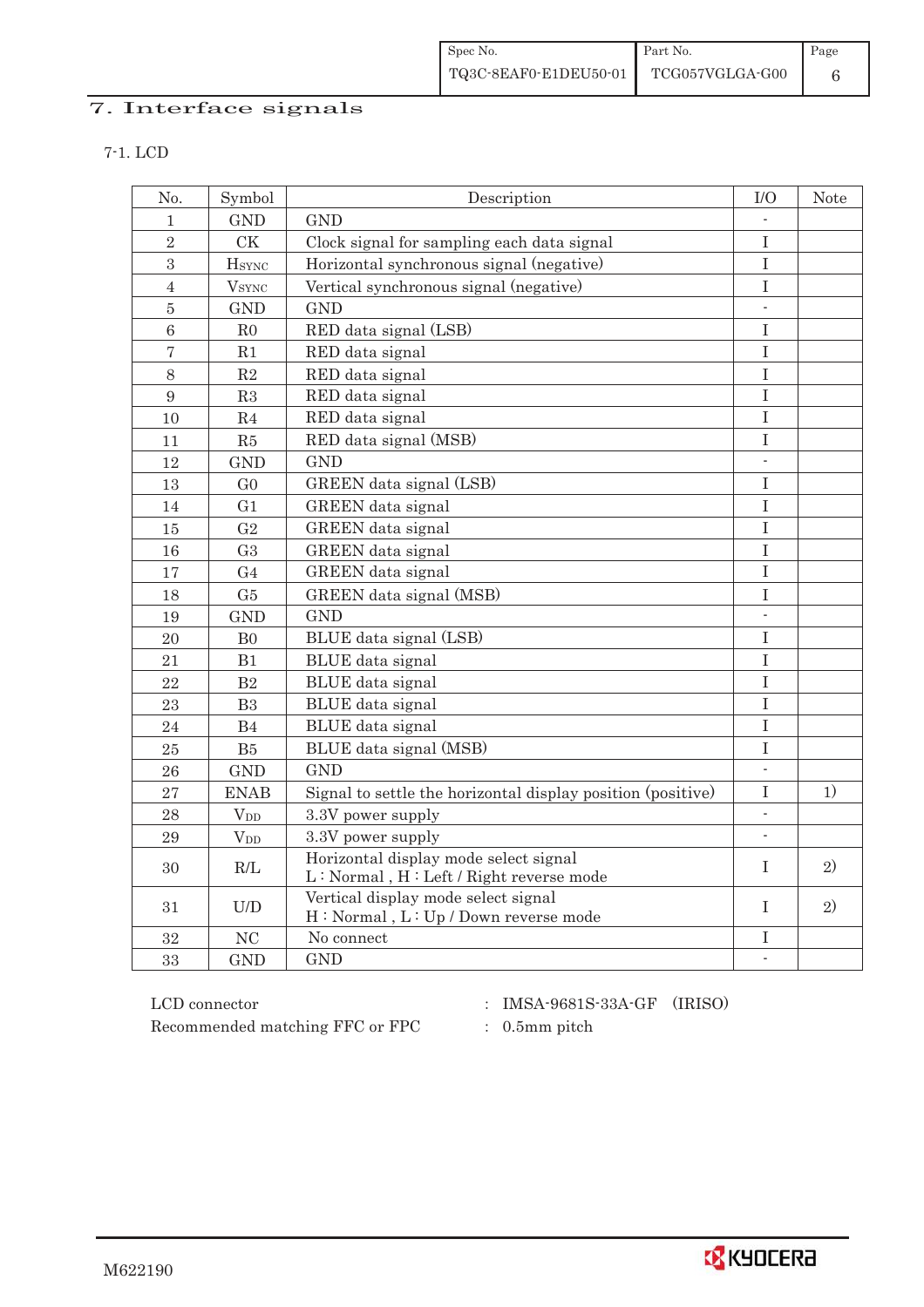# 7. Interface signals

## 7-1. LCD

| No. | Symbol | Description | I/O | Note |
|---|---|---|---|---|
| 1 | GND | GND | - | |
| 2 | CK | Clock signal for sampling each data signal | I | |
| 3 | $H_{SYNC}$ | Horizontal synchronous signal (negative) | I | |
| 4 | $V_{SYNC}$ | Vertical synchronous signal (negative) | I | |
| 5 | GND | GND | - | |
| 6 | R0 | RED data signal (LSB) | I | |
| 7 | R1 | RED data signal | I | |
| 8 | R2 | RED data signal | I | |
| 9 | R3 | RED data signal | I | |
| 10 | R4 | RED data signal | I | |
| 11 | R5 | RED data signal (MSB) | I | |
| 12 | GND | GND | - | |
| 13 | G0 | GREEN data signal (LSB) | I | |
| 14 | G1 | GREEN data signal | I | |
| 15 | G2 | GREEN data signal | I | |
| 16 | G3 | GREEN data signal | I | |
| 17 | G4 | GREEN data signal | I | |
| 18 | G5 | GREEN data signal (MSB) | I | |
| 19 | GND | GND | - | |
| 20 | B0 | BLUE data signal (LSB) | I | |
| 21 | B1 | BLUE data signal | I | |
| 22 | B2 | BLUE data signal | I | |
| 23 | B3 | BLUE data signal | I | |
| 24 | B4 | BLUE data signal | I | |
| 25 | B5 | BLUE data signal (MSB) | I | |
| 26 | GND | GND | - | |
| 27 | ENAB | Signal to settle the horizontal display position (positive) | I | 1) |
| 28 | $V_{DD}$ | 3.3V power supply | - | |
| 29 | $V_{DD}$ | 3.3V power supply | - | |
| 30 | R/L | Horizontal display mode select signal<br>L : Normal , H : Left / Right reverse mode | I | 2) |
| 31 | U/D | Vertical display mode select signal<br>H : Normal , L : Up / Down reverse mode | I | 2) |
| 32 | NC | No connect | I | |
| 33 | GND | GND | - | |

LCD connector : IMSA-9681S-33A-GF (IRISO)

Recommended matching FFC or FPC : 0.5mm pitch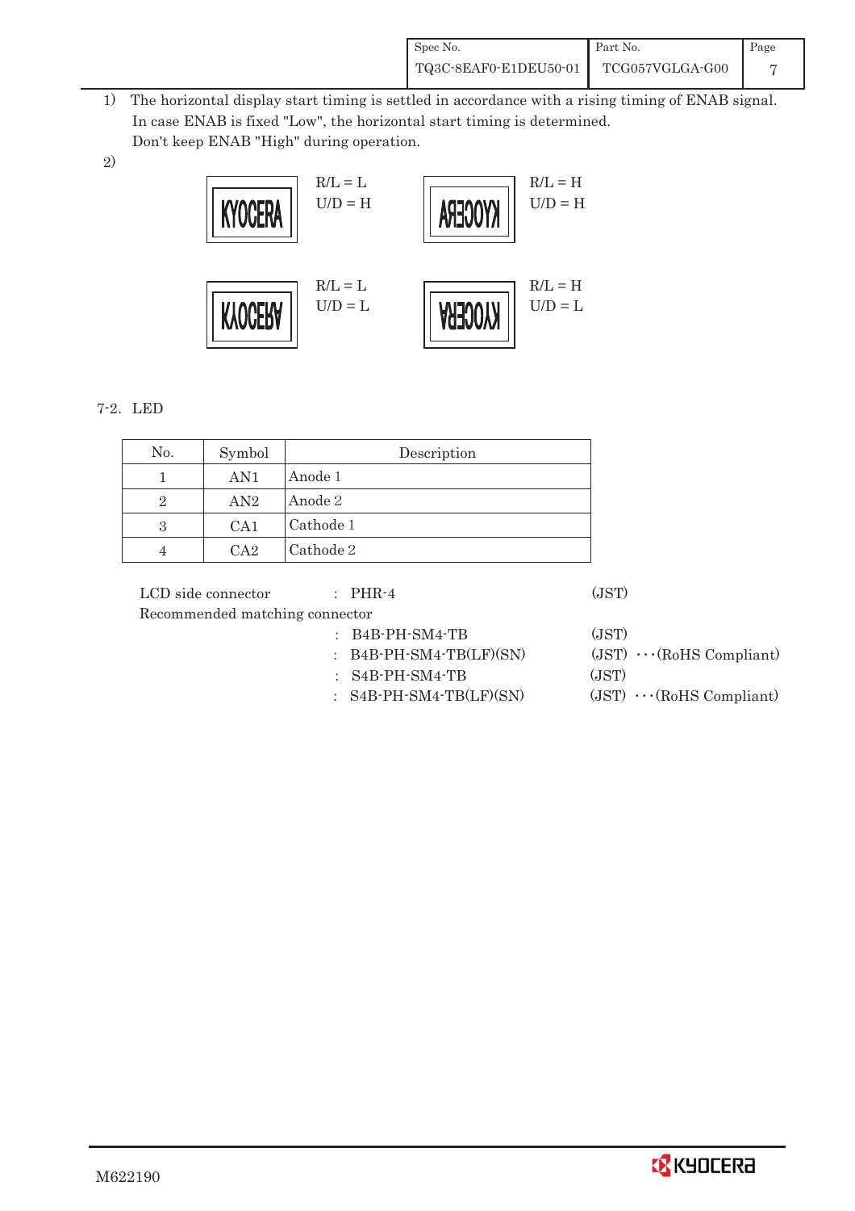1) The horizontal display start timing is settled in accordance with a rising timing of ENAB signal.
   In case ENAB is fixed "Low", the horizontal start timing is determined.
   Don't keep ENAB "High" during operation.

2)

KYOCERA — R/L = L, U/D = H

KYOCERA (mirrored horizontally) — R/L = H, U/D = H

KYOCERA (flipped vertically) — R/L = L, U/D = L

KYOCERA (rotated 180°) — R/L = H, U/D = L

7-2. LED

| No. | Symbol | Description |
|---|---|---|
| 1 | AN1 | Anode 1 |
| 2 | AN2 | Anode 2 |
| 3 | CA1 | Cathode 1 |
| 4 | CA2 | Cathode 2 |

LCD side connector : PHR-4 (JST)

Recommended matching connector

: B4B-PH-SM4-TB (JST)

: B4B-PH-SM4-TB(LF)(SN) (JST) ···(RoHS Compliant)

: S4B-PH-SM4-TB (JST)

: S4B-PH-SM4-TB(LF)(SN) (JST) ···(RoHS Compliant)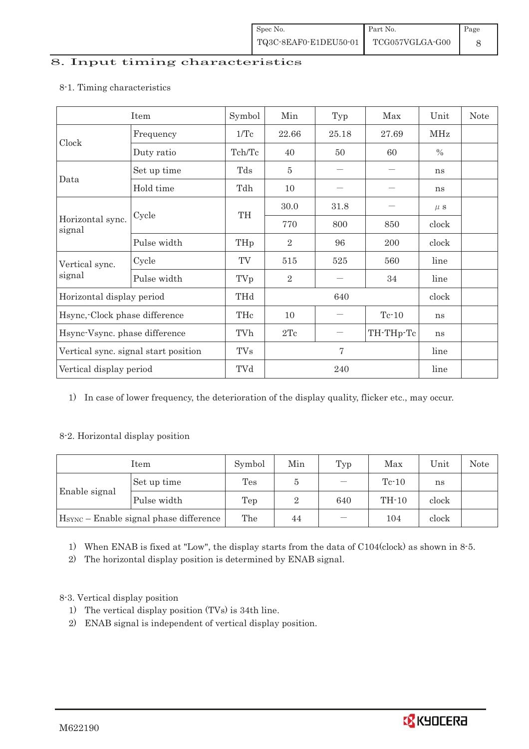# 8. Input timing characteristics

## 8-1. Timing characteristics

| Item | | Symbol | Min | Typ | Max | Unit | Note |
|---|---|---|---|---|---|---|---|
| Clock | Frequency | 1/Tc | 22.66 | 25.18 | 27.69 | MHz | |
| | Duty ratio | Tch/Tc | 40 | 50 | 60 | % | |
| Data | Set up time | Tds | 5 | — | — | ns | |
| | Hold time | Tdh | 10 | — | — | ns | |
| Horizontal sync. signal | Cycle | TH | 30.0 | 31.8 | — | μs | |
| | | | 770 | 800 | 850 | clock | |
| | Pulse width | THp | 2 | 96 | 200 | clock | |
| Vertical sync. signal | Cycle | TV | 515 | 525 | 560 | line | |
| | Pulse width | TVp | 2 | — | 34 | line | |
| Horizontal display period | | THd | | 640 | | clock | |
| Hsync,-Clock phase difference | | THc | 10 | — | Tc-10 | ns | |
| Hsync-Vsync. phase difference | | TVh | 2Tc | — | TH-THp-Tc | ns | |
| Vertical sync. signal start position | | TVs | | 7 | | line | |
| Vertical display period | | TVd | | 240 | | line | |

1) In case of lower frequency, the deterioration of the display quality, flicker etc., may occur.

## 8-2. Horizontal display position

| Item | | Symbol | Min | Typ | Max | Unit | Note |
|---|---|---|---|---|---|---|---|
| Enable signal | Set up time | Tes | 5 | — | Tc-10 | ns | |
| | Pulse width | Tep | 2 | 640 | TH-10 | clock | |
| $H_{SYNC}$ – Enable signal phase difference | | The | 44 | — | 104 | clock | |

1) When ENAB is fixed at "Low", the display starts from the data of C104(clock) as shown in 8-5.
2) The horizontal display position is determined by ENAB signal.

## 8-3. Vertical display position

1) The vertical display position (TVs) is 34th line.
2) ENAB signal is independent of vertical display position.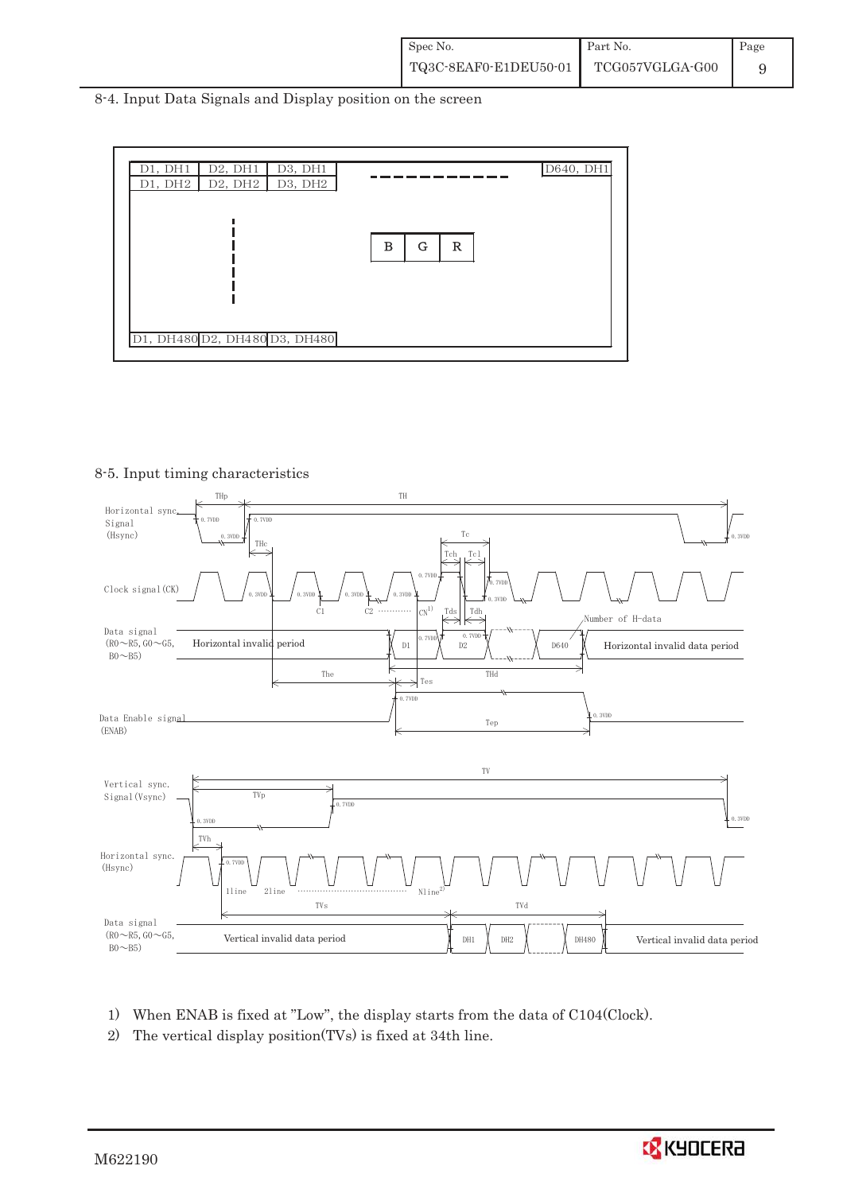8-4. Input Data Signals and Display position on the screen

| D1, DH1 | D2, DH1 | D3, DH1 | - - - - - - | D640, DH1 |
|---|---|---|---|---|
| D1, DH2 | D2, DH2 | D3, DH2 | | |
| | ⋮ | | B G R | |
| D1, DH480 | D2, DH480 | D3, DH480 | | |

8-5. Input timing characteristics

Horizontal sync. Signal (Hsync): THp, TH, 0.7VDD, 0.3VDD, THc

Clock signal (CK): Tc, Tch, Tcl, 0.7VDD, 0.3VDD, C1, C2 ………… CN[1)]

Data signal (R0～R5, G0～G5, B0～B5): Horizontal invalid period, D1, D2, D640, Horizontal invalid data period, Tds, Tdh, Number of H-data, The, THd, Tes

Data Enable signal (ENAB): 0.7VDD, 0.3VDD, Tep

Vertical sync. Signal (Vsync): TV, TVp, 0.7VDD, 0.3VDD

Horizontal sync. (Hsync): TVh, 0.7VDD, 1line, 2line ………… Nline[2)]

Data signal (R0～R5, G0～G5, B0～B5): TVs, TVd, Vertical invalid data period, DH1, DH2, DH480, Vertical invalid data period

1) When ENAB is fixed at "Low", the display starts from the data of C104(Clock).

2) The vertical display position(TVs) is fixed at 34th line.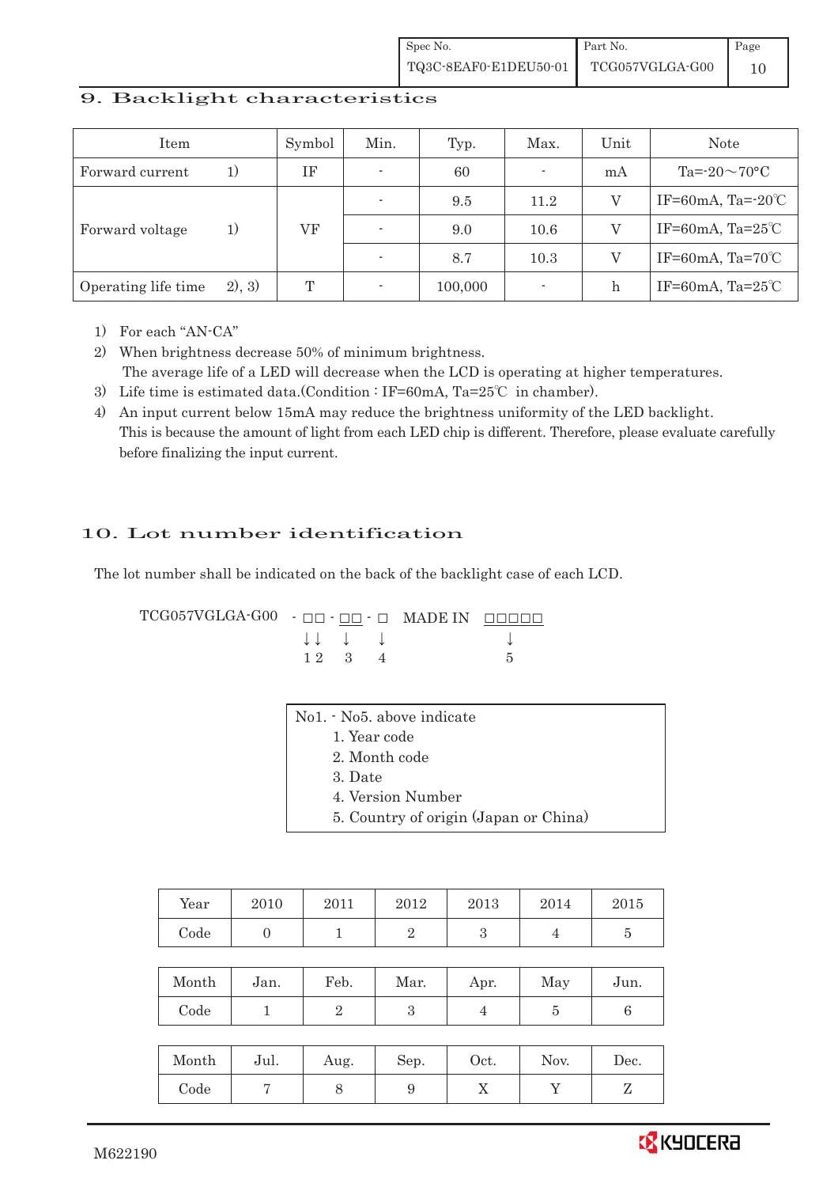## 9. Backlight characteristics

| Item | | Symbol | Min. | Typ. | Max. | Unit | Note |
|---|---|---|---|---|---|---|---|
| Forward current | 1) | IF | - | 60 | - | mA | Ta=-20～70°C |
| Forward voltage | 1) | VF | - | 9.5 | 11.2 | V | IF=60mA, Ta=-20℃ |
| | | | - | 9.0 | 10.6 | V | IF=60mA, Ta=25℃ |
| | | | - | 8.7 | 10.3 | V | IF=60mA, Ta=70℃ |
| Operating life time | 2), 3) | T | - | 100,000 | - | h | IF=60mA, Ta=25℃ |

1) For each "AN-CA"
2) When brightness decrease 50% of minimum brightness.
   The average life of a LED will decrease when the LCD is operating at higher temperatures.
3) Life time is estimated data.(Condition : IF=60mA, Ta=25℃ in chamber).
4) An input current below 15mA may reduce the brightness uniformity of the LED backlight.
   This is because the amount of light from each LED chip is different. Therefore, please evaluate carefully before finalizing the input current.

## 10. Lot number identification

The lot number shall be indicated on the back of the backlight case of each LCD.

```
TCG057VGLGA-G00  - □□ - □□ - □   MADE IN  □□□□□
                   ↓↓    ↓    ↓               ↓
                   1 2   3    4               5
```

No1. - No5. above indicate
1. Year code
2. Month code
3. Date
4. Version Number
5. Country of origin (Japan or China)

| Year | 2010 | 2011 | 2012 | 2013 | 2014 | 2015 |
|---|---|---|---|---|---|---|
| Code | 0 | 1 | 2 | 3 | 4 | 5 |

| Month | Jan. | Feb. | Mar. | Apr. | May | Jun. |
|---|---|---|---|---|---|---|
| Code | 1 | 2 | 3 | 4 | 5 | 6 |

| Month | Jul. | Aug. | Sep. | Oct. | Nov. | Dec. |
|---|---|---|---|---|---|---|
| Code | 7 | 8 | 9 | X | Y | Z |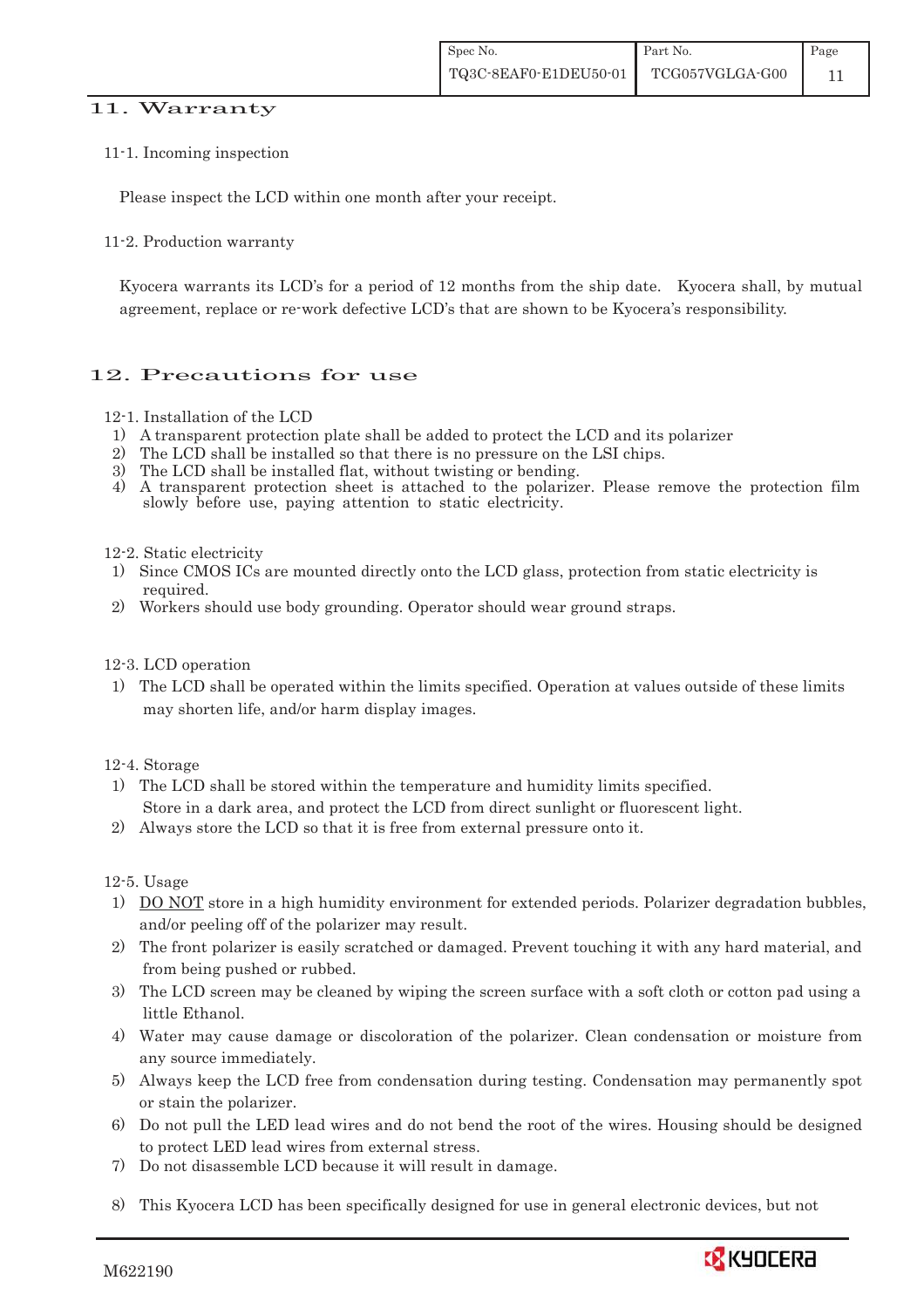## 11. Warranty

### 11-1. Incoming inspection

Please inspect the LCD within one month after your receipt.

### 11-2. Production warranty

Kyocera warrants its LCD's for a period of 12 months from the ship date. Kyocera shall, by mutual agreement, replace or re-work defective LCD's that are shown to be Kyocera's responsibility.

## 12. Precautions for use

### 12-1. Installation of the LCD

1) A transparent protection plate shall be added to protect the LCD and its polarizer
2) The LCD shall be installed so that there is no pressure on the LSI chips.
3) The LCD shall be installed flat, without twisting or bending.
4) A transparent protection sheet is attached to the polarizer. Please remove the protection film slowly before use, paying attention to static electricity.

### 12-2. Static electricity

1) Since CMOS ICs are mounted directly onto the LCD glass, protection from static electricity is required.
2) Workers should use body grounding. Operator should wear ground straps.

### 12-3. LCD operation

1) The LCD shall be operated within the limits specified. Operation at values outside of these limits may shorten life, and/or harm display images.

### 12-4. Storage

1) The LCD shall be stored within the temperature and humidity limits specified. Store in a dark area, and protect the LCD from direct sunlight or fluorescent light.
2) Always store the LCD so that it is free from external pressure onto it.

### 12-5. Usage

1) DO NOT store in a high humidity environment for extended periods. Polarizer degradation bubbles, and/or peeling off of the polarizer may result.
2) The front polarizer is easily scratched or damaged. Prevent touching it with any hard material, and from being pushed or rubbed.
3) The LCD screen may be cleaned by wiping the screen surface with a soft cloth or cotton pad using a little Ethanol.
4) Water may cause damage or discoloration of the polarizer. Clean condensation or moisture from any source immediately.
5) Always keep the LCD free from condensation during testing. Condensation may permanently spot or stain the polarizer.
6) Do not pull the LED lead wires and do not bend the root of the wires. Housing should be designed to protect LED lead wires from external stress.
7) Do not disassemble LCD because it will result in damage.
8) This Kyocera LCD has been specifically designed for use in general electronic devices, but not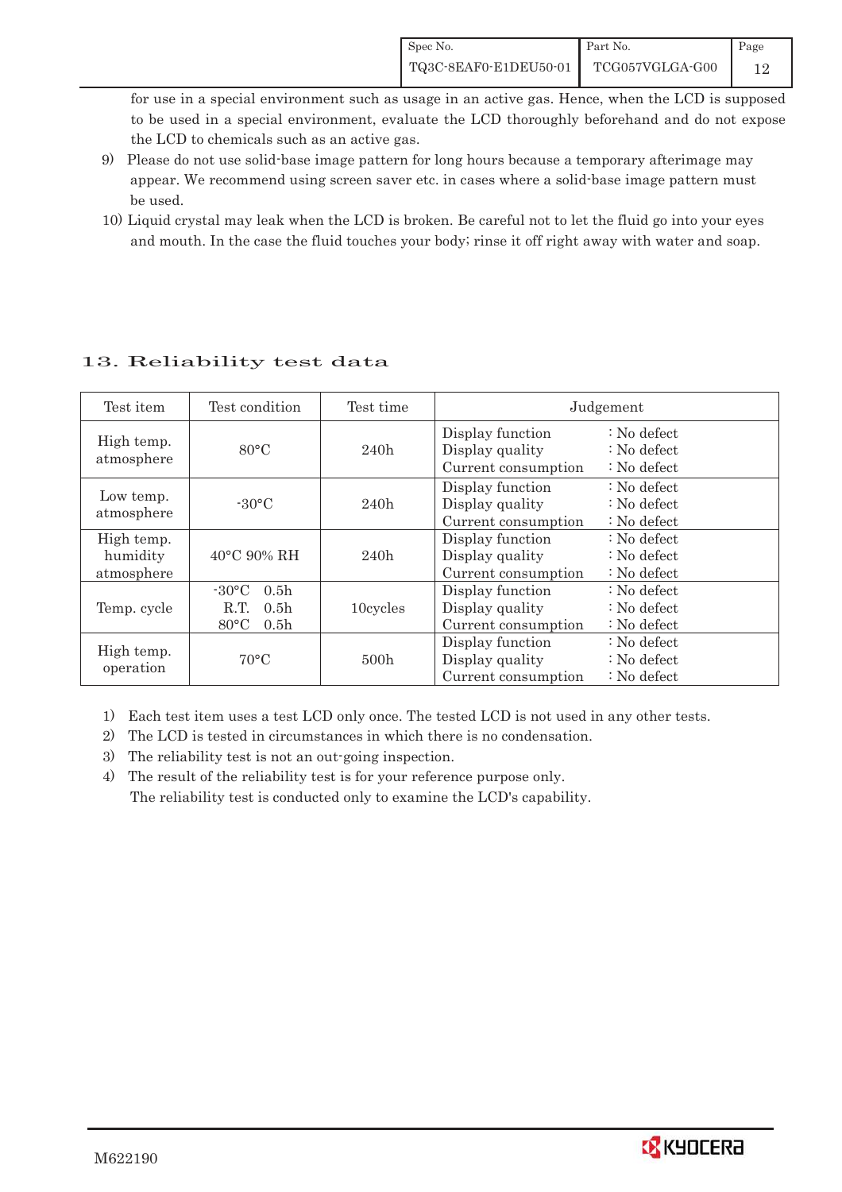for use in a special environment such as usage in an active gas. Hence, when the LCD is supposed to be used in a special environment, evaluate the LCD thoroughly beforehand and do not expose the LCD to chemicals such as an active gas.

9) Please do not use solid-base image pattern for long hours because a temporary afterimage may appear. We recommend using screen saver etc. in cases where a solid-base image pattern must be used.

10) Liquid crystal may leak when the LCD is broken. Be careful not to let the fluid go into your eyes and mouth. In the case the fluid touches your body; rinse it off right away with water and soap.

## 13. Reliability test data

| Test item | Test condition | Test time | Judgement |
|---|---|---|---|
| High temp. atmosphere | 80°C | 240h | Display function : No defect<br>Display quality : No defect<br>Current consumption : No defect |
| Low temp. atmosphere | -30°C | 240h | Display function : No defect<br>Display quality : No defect<br>Current consumption : No defect |
| High temp. humidity atmosphere | 40°C 90% RH | 240h | Display function : No defect<br>Display quality : No defect<br>Current consumption : No defect |
| Temp. cycle | -30°C 0.5h<br>R.T. 0.5h<br>80°C 0.5h | 10cycles | Display function : No defect<br>Display quality : No defect<br>Current consumption : No defect |
| High temp. operation | 70°C | 500h | Display function : No defect<br>Display quality : No defect<br>Current consumption : No defect |

1) Each test item uses a test LCD only once. The tested LCD is not used in any other tests.
2) The LCD is tested in circumstances in which there is no condensation.
3) The reliability test is not an out-going inspection.
4) The result of the reliability test is for your reference purpose only.
   The reliability test is conducted only to examine the LCD's capability.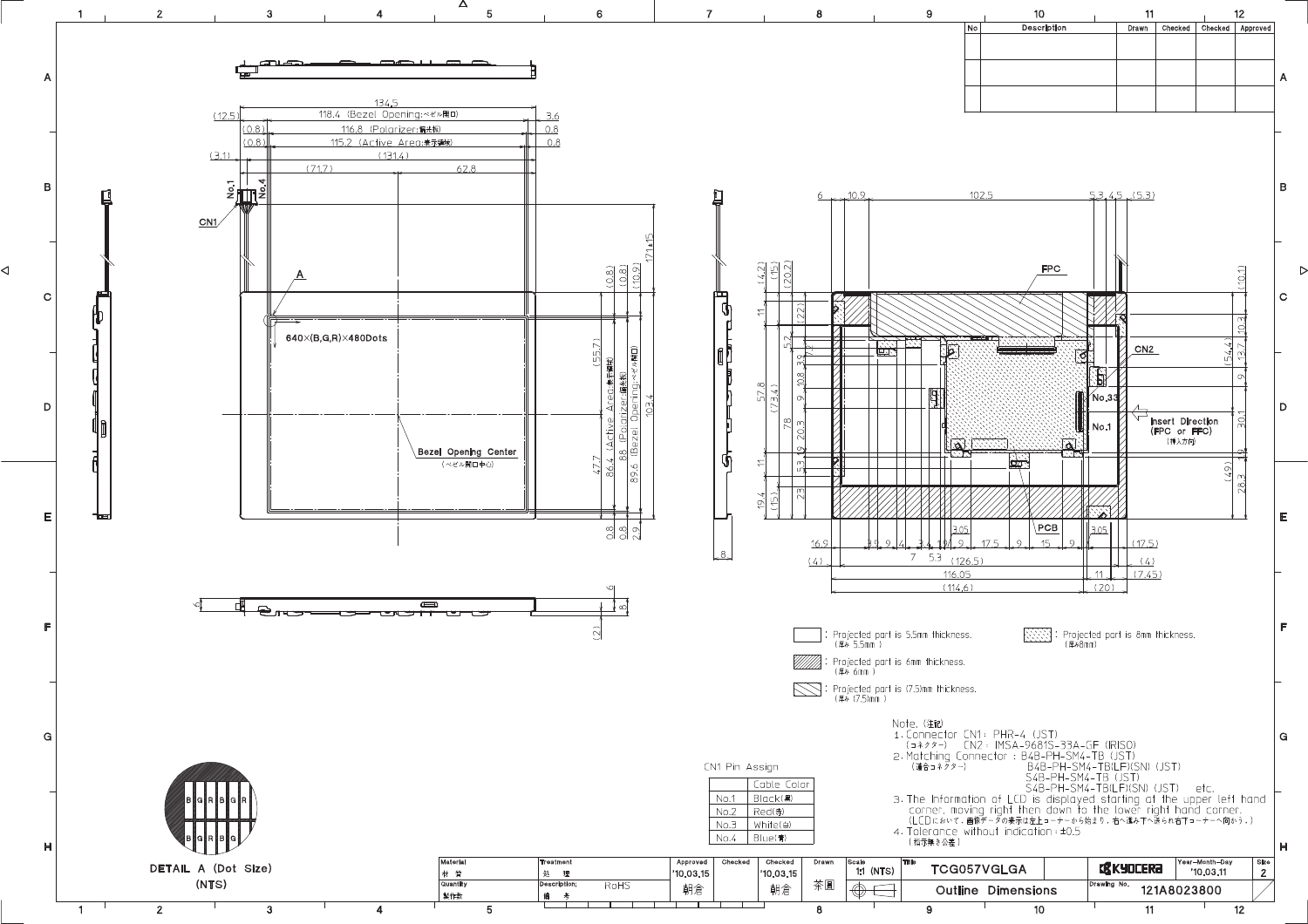| No | Description | Drawn | Checked | Checked | Approved |
|---|---|---|---|---|---|
| | | | | | |
| | | | | | |
| | | | | | |

640×(B,G,R)×480Dots

Bezel Opening Center (ベゼル開口中心)

DETAIL A (Dot Size) (NTS)

Projected part is 5.5mm thickness. (厚み 5.5mm)

Projected part is 6mm thickness. (厚み 6mm)

Projected part is (7.5)mm thickness. (厚み (7.5)mm)

Projected part is 8mm thickness. (厚み8mm)

**CN1 Pin Assign**

| | Cable Color |
|---|---|
| No.1 | Black(黒) |
| No.2 | Red(赤) |
| No.3 | White(白) |
| No.4 | Blue(青) |

Note. (注記)

1. Connector CN1 : PHR-4 (JST)
   (コネクター) CN2 : IMSA-9681S-33A-GF (IRISO)
2. Matching Connector : B4B-PH-SM4-TB (JST)
   (適合コネクター) B4B-PH-SM4-TB(LF)(SN) (JST)
   S4B-PH-SM4-TB (JST)
   S4B-PH-SM4-TB(LF)(SN) (JST) etc.
3. The Information of LCD is displayed starting at the upper left hand corner, moving right then down to the lower right hand corner.
   (LCDにおいて、画像データの表示は左上コーナーから始まり、右へ進み下へ送られ右下コーナーへ向かう。)
4. Tolerance without indication : ±0.5
   (指示無き公差)

| Material 材質 | Treatment 処理 | Approved | Checked | Checked | Drawn | Scale | Title | | Year-Month-Day | Size |
|---|---|---|---|---|---|---|---|---|---|---|
| | | '10.03.15 | | '10.03.15 | | 1:1 (NTS) | TCG057VGLGA | KYOCERA | '10.03.11 | 2 |
| Quantity 製作数 | Description; 備考 RoHS | 朝倉 | | 朝倉 | 茶園 | | Outline Dimensions | Drawing No. | 121A8023800 | |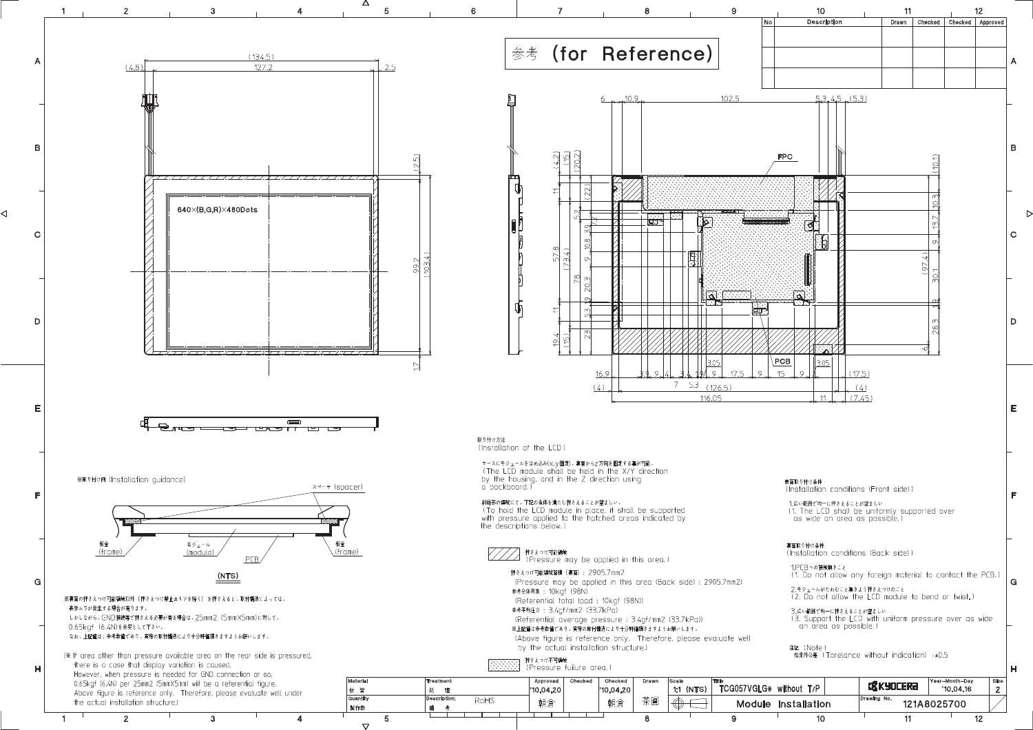参考 (for Reference)

| No | Description | Drawn | Checked | Checked | Approved |
|---|---|---|---|---|---|
| | | | | | |
| | | | | | |
| | | | | | |

640×(B,G,R)×480Dots

FPC

PCB

※取り付け例 (Installation guidance)

スペーサ (spacer)

板金 (frame)　モジュール (module)　PCB　板金 (frame)

(NTS)

※裏面の押さえつけ可能領域以外（押さえつけ禁止エリアを除く）を押さえると、取付構造によっては、表示ムラが発生する場合があります。
しかしながら、GND接続等で押さえる必要がある場合は、25mm2 (5mm×5mm)に対して、0.65kgf (6.4N)を目安として下さい。
なお、上記値は、参考数値であり、実際の取付構造により十分評価頂きますようお願いします。

(※ If area other than pressure available area on the rear side is pressured, there is a case that display variation is caused.
However, when pressure is needed for GND connection or so, 0.65kgf (6.4N) per 25mm2 (5mmX5mm) will be a referential figure.
Above figure is reference only. Therefore, please evaluate well under the actual installation structure.)

取り付け方法
(Installation of the LCD)

ケースにモジュールをはめ込み(x,y固定)、裏面からZ方向を固定する事が可能。
(The LCD module shall be held in the X/Y direction by the housing, and in the Z direction using a backboard.)

斜線部の領域にて、下記の条件を満たし押さえることが望ましい。
(To hold the LCD module in place, it shall be supported with pressure applied to the hatched areas indicated by the descriptions below.)

押さえつけ可能領域
(Pressure may be applied in this area.)

押さえつけ可能領域面積（裏面）：2905.7mm2
(Pressure may be applied in this area (Back side) : 2905.7mm2)
参考全体荷重：10kgf (98N)
(Referential total load : 10kgf (98N))
参考平均圧力：3.4gf/mm2 (33.7kPa)
(Referential average pressure : 3.4gf/mm2 (33.7kPa))
※上記値は参考数値であり、実際の取付構造により十分評価頂きますようお願いします。
(Above figure is reference only. Therefore, please evaluate well by the actual installation structure.)

押さえつけ不可領域
(Pressure failure area.)

表面取り付け条件
(Installation conditions (Front side))

1.広い範囲で均一に押さえることが望ましい
(1. The LCD shall be uniformly supported over as wide an area as possible.)

裏面取り付け条件
(Installation conditions (Back side))

1.PCBへの接触無きこと
(1. Do not allow any foreign material to contact the PCB.)

2.モジュールがたわむこと無きよう押さえつけること
(2. Do not allow the LCD module to bend or twist.)

3.広い範囲で均一に押さえることが望ましい
(3. Support the LCD with uniform pressure over as wide an area as possible.)

注記 (Note)
指示外公差 (Torelance without indication) : ±0.5

| Material 材質 | Treatment 処理 | Approved | Checked | Checked | Drawn | Scale | Title | | Year-Month-Day | Size |
|---|---|---|---|---|---|---|---|---|---|---|
| | | '10.04.20 | | '10.04.20 | | 1:1 (NTS) | TCG057VGLG* without T/P | KYOCERA | '10.04.16 | 2 |
| Quantity 製作数 | Description; 備考 RoHS | 朝倉 | | 朝倉 | 茶圓 | | Module Installation | Drawing No. | 121A8025700 | |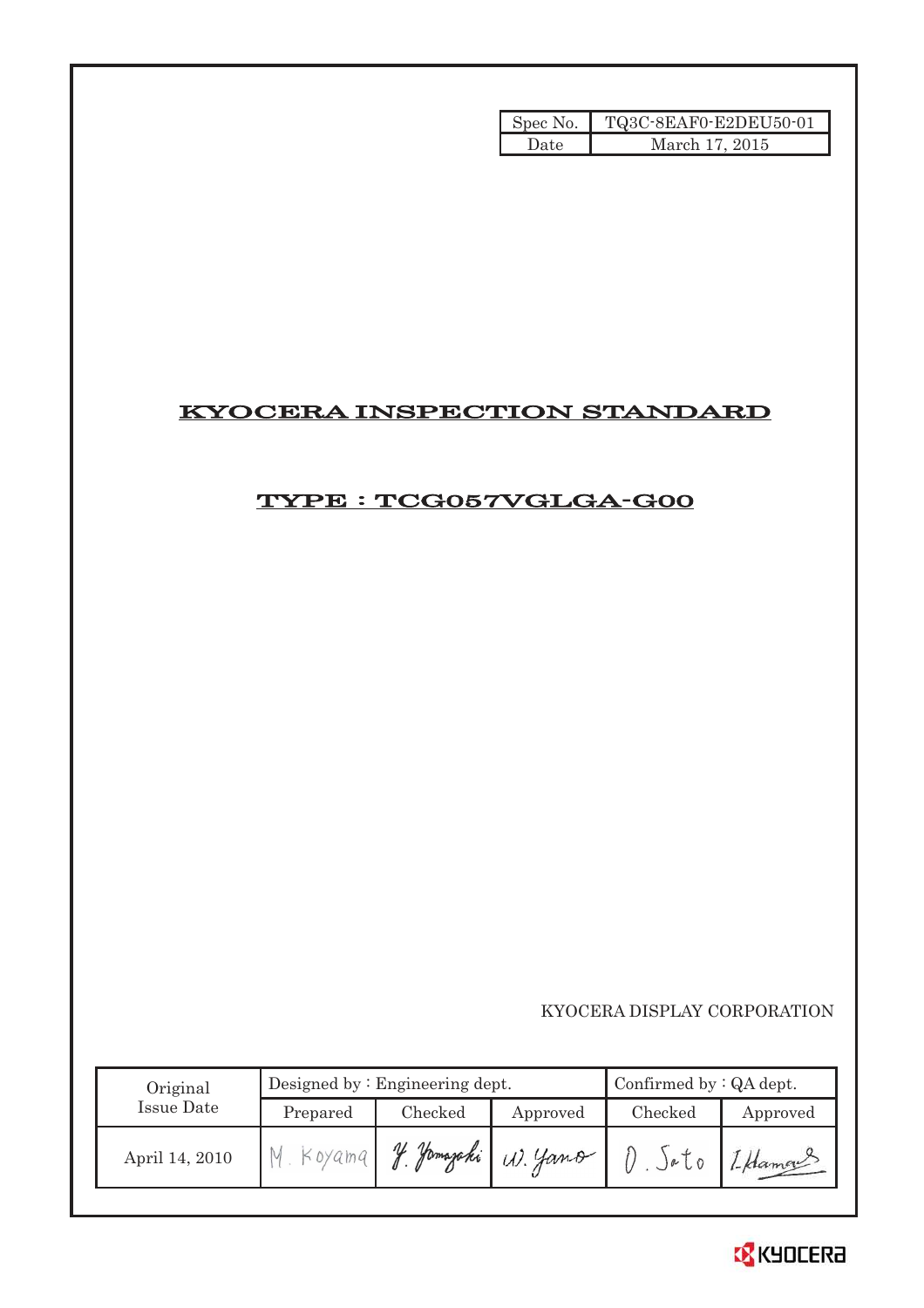| Spec No. | TQ3C-8EAF0-E2DEU50-01 |
| --- | --- |
| Date | March 17, 2015 |

# KYOCERA INSPECTION STANDARD

## TYPE : TCG057VGLGA-G00

KYOCERA DISPLAY CORPORATION

| Original Issue Date | Designed by : Engineering dept. | | | Confirmed by : QA dept. | |
| --- | --- | --- | --- | --- | --- |
| | Prepared | Checked | Approved | Checked | Approved |
| April 14, 2010 | M. Koyama | Y. Yamazaki | W. Yano | O. Sato | I. Hamano |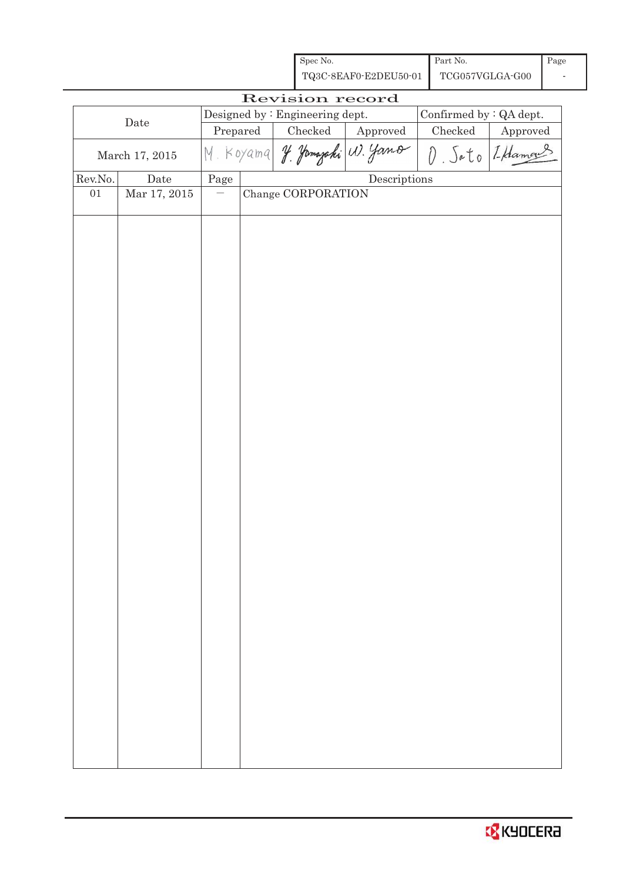| Spec No. | Part No. | Page |
|---|---|---|
| TQ3C-8EAF0-E2DEU50-01 | TCG057VGLGA-G00 | - |

# Revision record

| Date | Designed by : Engineering dept. | | | Confirmed by : QA dept. | |
|---|---|---|---|---|---|
| | Prepared | Checked | Approved | Checked | Approved |
| March 17, 2015 | M. Koyama | Y. Yamazaki | W. Yano | O. Sato | I. Hamano |

| Rev.No. | Date | Page | Descriptions |
|---|---|---|---|
| 01 | Mar 17, 2015 | — | Change CORPORATION |

KYOCERA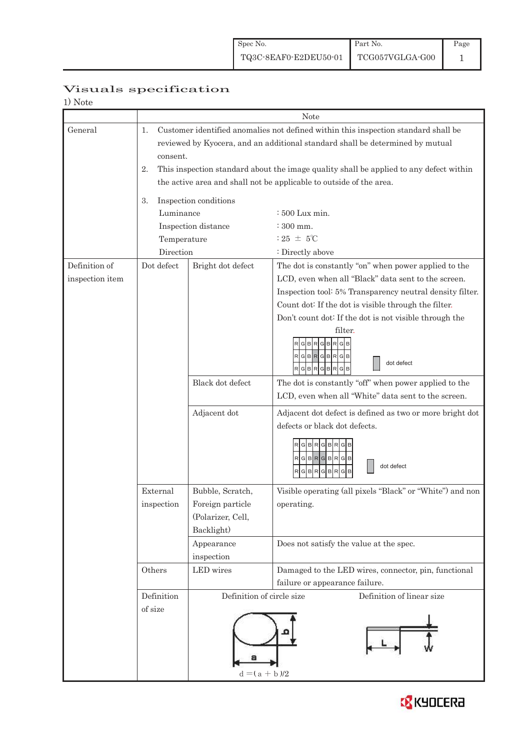| Spec No. | Part No. | Page |
|---|---|---|
| TQ3C-8EAF0-E2DEU50-01 | TCG057VGLGA-G00 | 1 |

# Visuals specification

1) Note

| | Note | | |
|---|---|---|---|
| General | 1. Customer identified anomalies not defined within this inspection standard shall be reviewed by Kyocera, and an additional standard shall be determined by mutual consent.<br>2. This inspection standard about the image quality shall be applied to any defect within the active area and shall not be applicable to outside of the area.<br>3. Inspection conditions<br>Luminance : 500 Lux min.<br>Inspection distance : 300 mm.<br>Temperature : 25 ± 5℃<br>Direction : Directly above | | |
| Definition of inspection item | Dot defect | Bright dot defect | The dot is constantly "on" when power applied to the LCD, even when all "Black" data sent to the screen.<br>Inspection tool: 5% Transparency neutral density filter.<br>Count dot: If the dot is visible through the filter.<br>Don't count dot: If the dot is not visible through the filter.<br>RGBRGBRGB / RGBRGBRGB / RGBRGBRGB — dot defect |
| | | Black dot defect | The dot is constantly "off" when power applied to the LCD, even when all "White" data sent to the screen. |
| | | Adjacent dot | Adjacent dot defect is defined as two or more bright dot defects or black dot defects.<br>RGBRGBRGB / RGBRGBRGB / RGBRGBRGB — dot defect |
| | External inspection | Bubble, Scratch, Foreign particle (Polarizer, Cell, Backlight) | Visible operating (all pixels "Black" or "White") and non operating. |
| | | Appearance inspection | Does not satisfy the value at the spec. |
| | Others | LED wires | Damaged to the LED wires, connector, pin, functional failure or appearance failure. |
| | Definition of size | Definition of circle size<br>a, b<br>$d = (a + b)/2$ | Definition of linear size<br>L, W |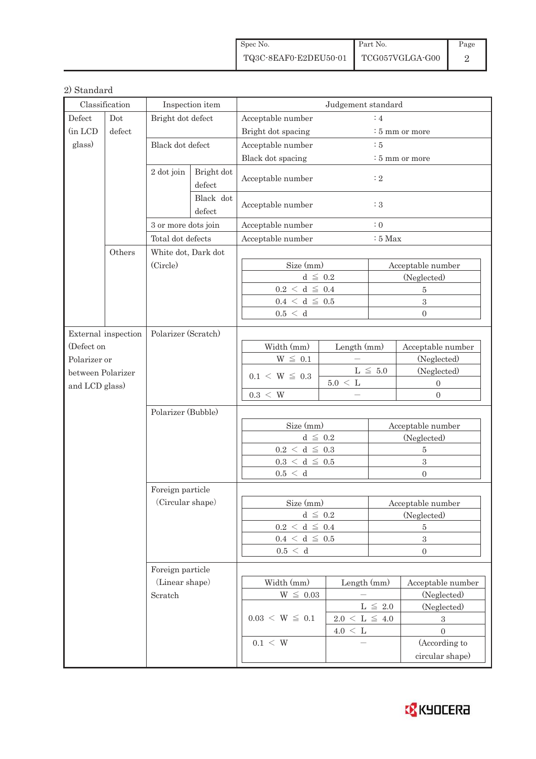2) Standard

| Classification | | Inspection item | | Judgement standard |
|---|---|---|---|---|
| Defect (in LCD glass) | Dot defect | Bright dot defect | | Acceptable number : 4<br>Bright dot spacing : 5 mm or more |
| | | Black dot defect | | Acceptable number : 5<br>Black dot spacing : 5 mm or more |
| | | 2 dot join | Bright dot defect | Acceptable number : 2 |
| | | | Black dot defect | Acceptable number : 3 |
| | | 3 or more dots join | | Acceptable number : 0 |
| | | Total dot defects | | Acceptable number : 5 Max |
| | Others | White dot, Dark dot (Circle) | | See table below |
| External inspection (Defect on Polarizer or between Polarizer and LCD glass) | | Polarizer (Scratch) | | See table below |
| | | Polarizer (Bubble) | | See table below |
| | | Foreign particle (Circular shape) | | See table below |
| | | Foreign particle (Linear shape) Scratch | | See table below |

White dot, Dark dot (Circle)

| Size (mm) | Acceptable number |
|---|---|
| d ≦ 0.2 | (Neglected) |
| 0.2 < d ≦ 0.4 | 5 |
| 0.4 < d ≦ 0.5 | 3 |
| 0.5 < d | 0 |

Polarizer (Scratch)

| Width (mm) | Length (mm) | Acceptable number |
|---|---|---|
| W ≦ 0.1 | − | (Neglected) |
| 0.1 < W ≦ 0.3 | L ≦ 5.0 | (Neglected) |
| | 5.0 < L | 0 |
| 0.3 < W | − | 0 |

Polarizer (Bubble)

| Size (mm) | Acceptable number |
|---|---|
| d ≦ 0.2 | (Neglected) |
| 0.2 < d ≦ 0.3 | 5 |
| 0.3 < d ≦ 0.5 | 3 |
| 0.5 < d | 0 |

Foreign particle (Circular shape)

| Size (mm) | Acceptable number |
|---|---|
| d ≦ 0.2 | (Neglected) |
| 0.2 < d ≦ 0.4 | 5 |
| 0.4 < d ≦ 0.5 | 3 |
| 0.5 < d | 0 |

Foreign particle (Linear shape) Scratch

| Width (mm) | Length (mm) | Acceptable number |
|---|---|---|
| W ≦ 0.03 | − | (Neglected) |
| 0.03 < W ≦ 0.1 | L ≦ 2.0 | (Neglected) |
| | 2.0 < L ≦ 4.0 | 3 |
| | 4.0 < L | 0 |
| 0.1 < W | − | (According to circular shape) |